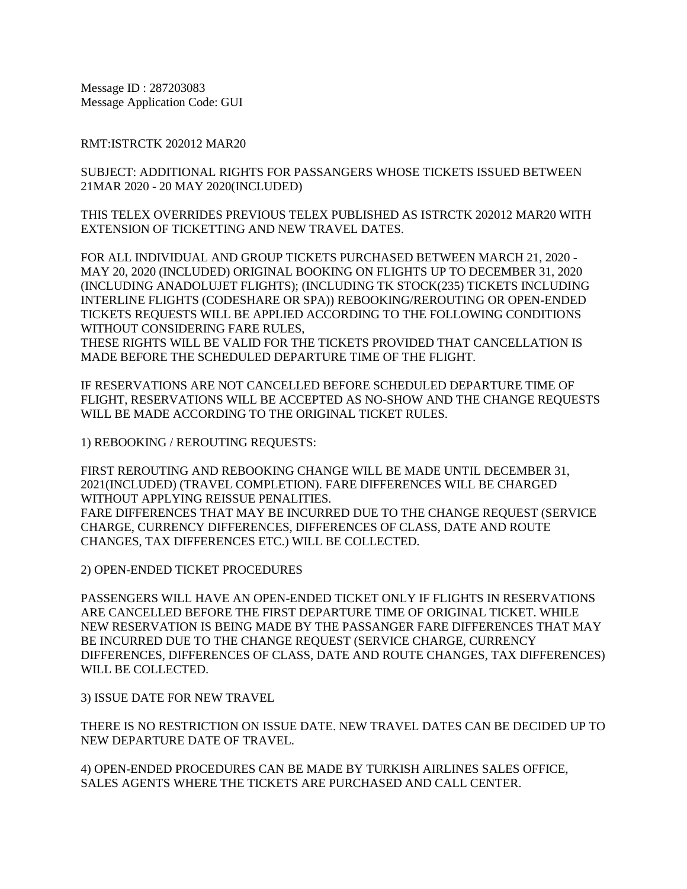Message ID : 287203083
Message Application Code: GUI

RMT:ISTRCTK 202012 MAR20

SUBJECT: ADDITIONAL RIGHTS FOR PASSANGERS WHOSE TICKETS ISSUED BETWEEN 21MAR 2020 - 20 MAY 2020(INCLUDED)

THIS TELEX OVERRIDES PREVIOUS TELEX PUBLISHED AS ISTRCTK 202012 MAR20 WITH EXTENSION OF TICKETTING AND NEW TRAVEL DATES.

FOR ALL INDIVIDUAL AND GROUP TICKETS PURCHASED BETWEEN MARCH 21, 2020 - MAY 20, 2020 (INCLUDED) ORIGINAL BOOKING ON FLIGHTS UP TO DECEMBER 31, 2020 (INCLUDING ANADOLUJET FLIGHTS); (INCLUDING TK STOCK(235) TICKETS INCLUDING INTERLINE FLIGHTS (CODESHARE OR SPA)) REBOOKING/REROUTING OR OPEN-ENDED TICKETS REQUESTS WILL BE APPLIED ACCORDING TO THE FOLLOWING CONDITIONS WITHOUT CONSIDERING FARE RULES,
THESE RIGHTS WILL BE VALID FOR THE TICKETS PROVIDED THAT CANCELLATION IS MADE BEFORE THE SCHEDULED DEPARTURE TIME OF THE FLIGHT.

IF RESERVATIONS ARE NOT CANCELLED BEFORE SCHEDULED DEPARTURE TIME OF FLIGHT, RESERVATIONS WILL BE ACCEPTED AS NO-SHOW AND THE CHANGE REQUESTS WILL BE MADE ACCORDING TO THE ORIGINAL TICKET RULES.

1) REBOOKING / REROUTING REQUESTS:

FIRST REROUTING AND REBOOKING CHANGE WILL BE MADE UNTIL DECEMBER 31, 2021(INCLUDED) (TRAVEL COMPLETION). FARE DIFFERENCES WILL BE CHARGED WITHOUT APPLYING REISSUE PENALITIES.
FARE DIFFERENCES THAT MAY BE INCURRED DUE TO THE CHANGE REQUEST (SERVICE CHARGE, CURRENCY DIFFERENCES, DIFFERENCES OF CLASS, DATE AND ROUTE CHANGES, TAX DIFFERENCES ETC.) WILL BE COLLECTED.

2) OPEN-ENDED TICKET PROCEDURES

PASSENGERS WILL HAVE AN OPEN-ENDED TICKET ONLY IF FLIGHTS IN RESERVATIONS ARE CANCELLED BEFORE THE FIRST DEPARTURE TIME OF ORIGINAL TICKET. WHILE NEW RESERVATION IS BEING MADE BY THE PASSANGER FARE DIFFERENCES THAT MAY BE INCURRED DUE TO THE CHANGE REQUEST (SERVICE CHARGE, CURRENCY DIFFERENCES, DIFFERENCES OF CLASS, DATE AND ROUTE CHANGES, TAX DIFFERENCES) WILL BE COLLECTED.

3) ISSUE DATE FOR NEW TRAVEL

THERE IS NO RESTRICTION ON ISSUE DATE. NEW TRAVEL DATES CAN BE DECIDED UP TO NEW DEPARTURE DATE OF TRAVEL.

4) OPEN-ENDED PROCEDURES CAN BE MADE BY TURKISH AIRLINES SALES OFFICE, SALES AGENTS WHERE THE TICKETS ARE PURCHASED AND CALL CENTER.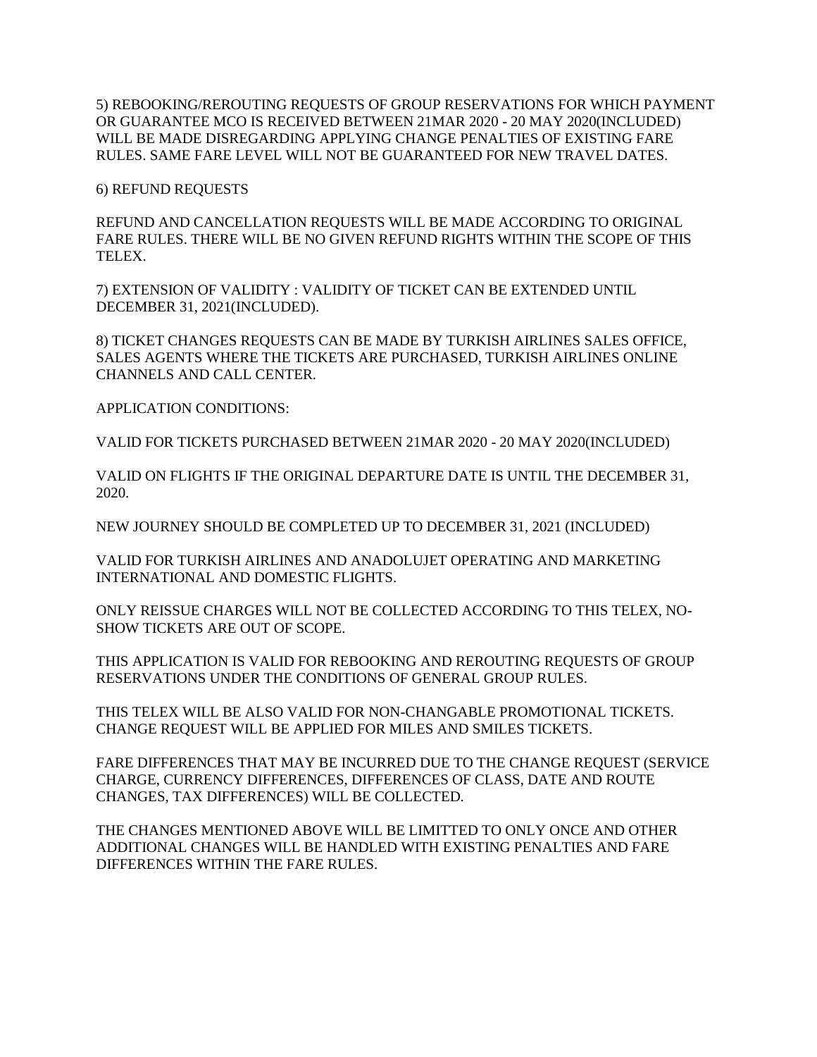5) REBOOKING/REROUTING REQUESTS OF GROUP RESERVATIONS FOR WHICH PAYMENT OR GUARANTEE MCO IS RECEIVED BETWEEN 21MAR 2020 - 20 MAY 2020(INCLUDED) WILL BE MADE DISREGARDING APPLYING CHANGE PENALTIES OF EXISTING FARE RULES. SAME FARE LEVEL WILL NOT BE GUARANTEED FOR NEW TRAVEL DATES.

6) REFUND REQUESTS

REFUND AND CANCELLATION REQUESTS WILL BE MADE ACCORDING TO ORIGINAL FARE RULES. THERE WILL BE NO GIVEN REFUND RIGHTS WITHIN THE SCOPE OF THIS TELEX.

7) EXTENSION OF VALIDITY : VALIDITY OF TICKET CAN BE EXTENDED UNTIL DECEMBER 31, 2021(INCLUDED).

8) TICKET CHANGES REQUESTS CAN BE MADE BY TURKISH AIRLINES SALES OFFICE, SALES AGENTS WHERE THE TICKETS ARE PURCHASED, TURKISH AIRLINES ONLINE CHANNELS AND CALL CENTER.

APPLICATION CONDITIONS:

VALID FOR TICKETS PURCHASED BETWEEN 21MAR 2020 - 20 MAY 2020(INCLUDED)

VALID ON FLIGHTS IF THE ORIGINAL DEPARTURE DATE IS UNTIL THE DECEMBER 31, 2020.

NEW JOURNEY SHOULD BE COMPLETED UP TO DECEMBER 31, 2021 (INCLUDED)

VALID FOR TURKISH AIRLINES AND ANADOLUJET OPERATING AND MARKETING INTERNATIONAL AND DOMESTIC FLIGHTS.

ONLY REISSUE CHARGES WILL NOT BE COLLECTED ACCORDING TO THIS TELEX, NO-SHOW TICKETS ARE OUT OF SCOPE.

THIS APPLICATION IS VALID FOR REBOOKING AND REROUTING REQUESTS OF GROUP RESERVATIONS UNDER THE CONDITIONS OF GENERAL GROUP RULES.

THIS TELEX WILL BE ALSO VALID FOR NON-CHANGABLE PROMOTIONAL TICKETS. CHANGE REQUEST WILL BE APPLIED FOR MILES AND SMILES TICKETS.

FARE DIFFERENCES THAT MAY BE INCURRED DUE TO THE CHANGE REQUEST (SERVICE CHARGE, CURRENCY DIFFERENCES, DIFFERENCES OF CLASS, DATE AND ROUTE CHANGES, TAX DIFFERENCES) WILL BE COLLECTED.

THE CHANGES MENTIONED ABOVE WILL BE LIMITTED TO ONLY ONCE AND OTHER ADDITIONAL CHANGES WILL BE HANDLED WITH EXISTING PENALTIES AND FARE DIFFERENCES WITHIN THE FARE RULES.